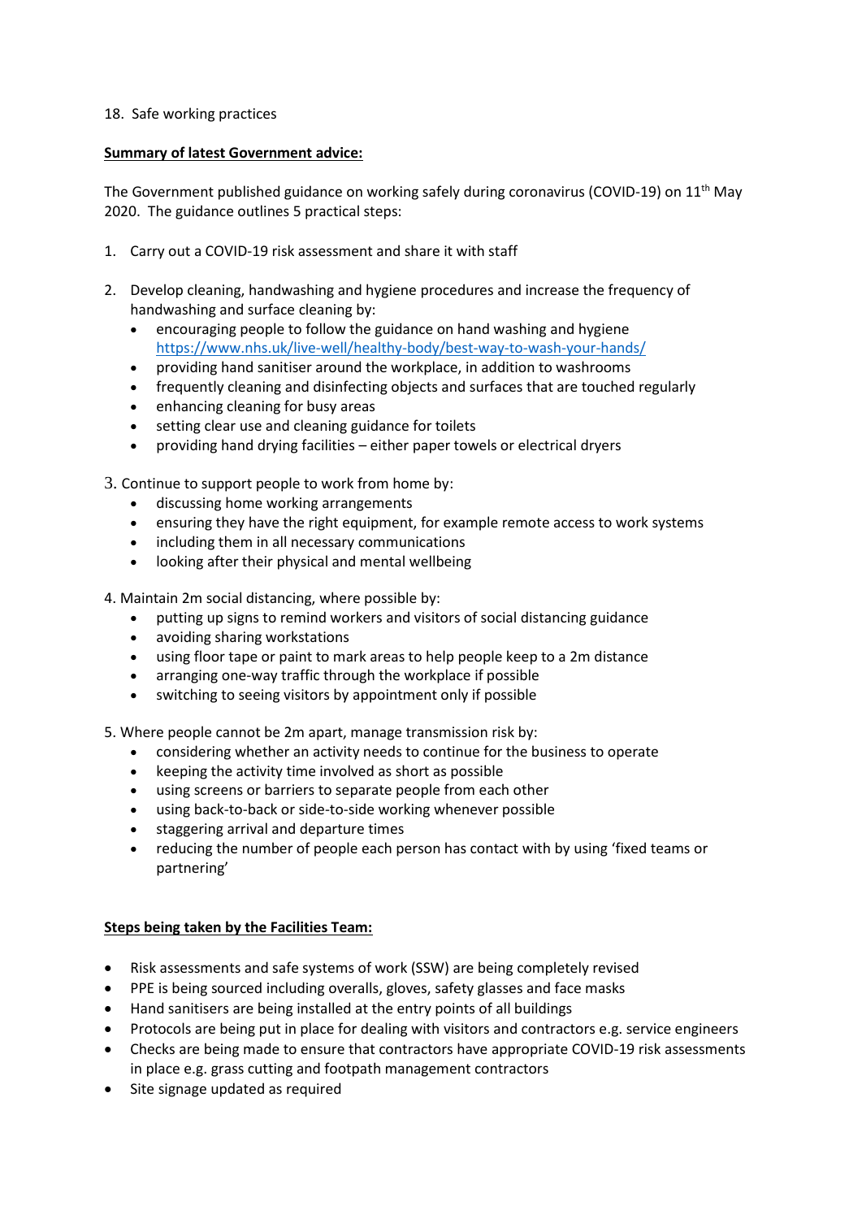18. Safe working practices

**Summary of latest Government advice:**

The Government published guidance on working safely during coronavirus (COVID-19) on 11th May 2020. The guidance outlines 5 practical steps:

1. Carry out a COVID-19 risk assessment and share it with staff

2. Develop cleaning, handwashing and hygiene procedures and increase the frequency of handwashing and surface cleaning by:
   - encouraging people to follow the guidance on hand washing and hygiene https://www.nhs.uk/live-well/healthy-body/best-way-to-wash-your-hands/
   - providing hand sanitiser around the workplace, in addition to washrooms
   - frequently cleaning and disinfecting objects and surfaces that are touched regularly
   - enhancing cleaning for busy areas
   - setting clear use and cleaning guidance for toilets
   - providing hand drying facilities – either paper towels or electrical dryers

3. Continue to support people to work from home by:
   - discussing home working arrangements
   - ensuring they have the right equipment, for example remote access to work systems
   - including them in all necessary communications
   - looking after their physical and mental wellbeing

4. Maintain 2m social distancing, where possible by:
   - putting up signs to remind workers and visitors of social distancing guidance
   - avoiding sharing workstations
   - using floor tape or paint to mark areas to help people keep to a 2m distance
   - arranging one-way traffic through the workplace if possible
   - switching to seeing visitors by appointment only if possible

5. Where people cannot be 2m apart, manage transmission risk by:
   - considering whether an activity needs to continue for the business to operate
   - keeping the activity time involved as short as possible
   - using screens or barriers to separate people from each other
   - using back-to-back or side-to-side working whenever possible
   - staggering arrival and departure times
   - reducing the number of people each person has contact with by using 'fixed teams or partnering'

**Steps being taken by the Facilities Team:**

- Risk assessments and safe systems of work (SSW) are being completely revised
- PPE is being sourced including overalls, gloves, safety glasses and face masks
- Hand sanitisers are being installed at the entry points of all buildings
- Protocols are being put in place for dealing with visitors and contractors e.g. service engineers
- Checks are being made to ensure that contractors have appropriate COVID-19 risk assessments in place e.g. grass cutting and footpath management contractors
- Site signage updated as required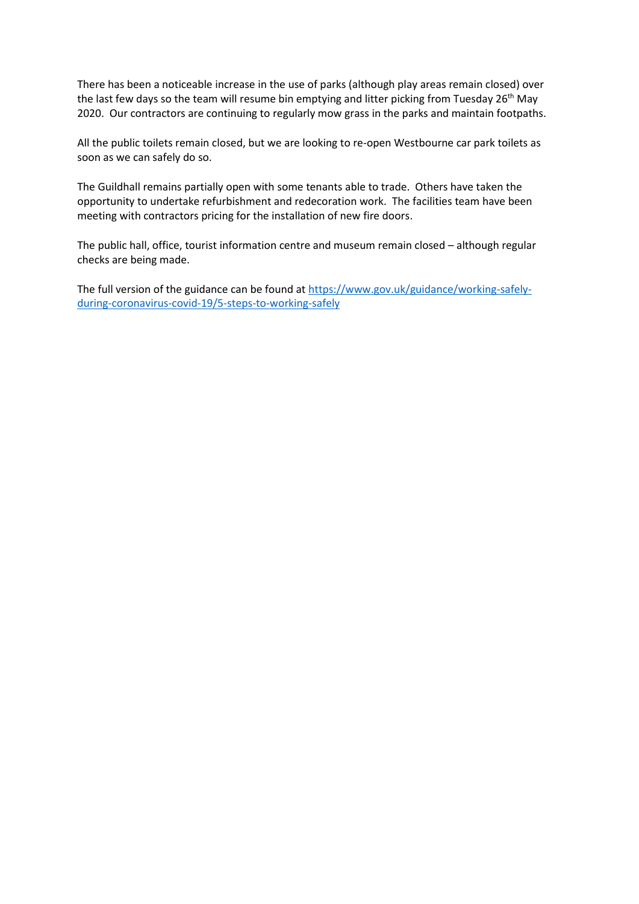There has been a noticeable increase in the use of parks (although play areas remain closed) over the last few days so the team will resume bin emptying and litter picking from Tuesday 26th May 2020. Our contractors are continuing to regularly mow grass in the parks and maintain footpaths.

All the public toilets remain closed, but we are looking to re-open Westbourne car park toilets as soon as we can safely do so.

The Guildhall remains partially open with some tenants able to trade. Others have taken the opportunity to undertake refurbishment and redecoration work. The facilities team have been meeting with contractors pricing for the installation of new fire doors.

The public hall, office, tourist information centre and museum remain closed – although regular checks are being made.

The full version of the guidance can be found at [https://www.gov.uk/guidance/working-safely-during-coronavirus-covid-19/5-steps-to-working-safely](https://www.gov.uk/guidance/working-safely-during-coronavirus-covid-19/5-steps-to-working-safely)